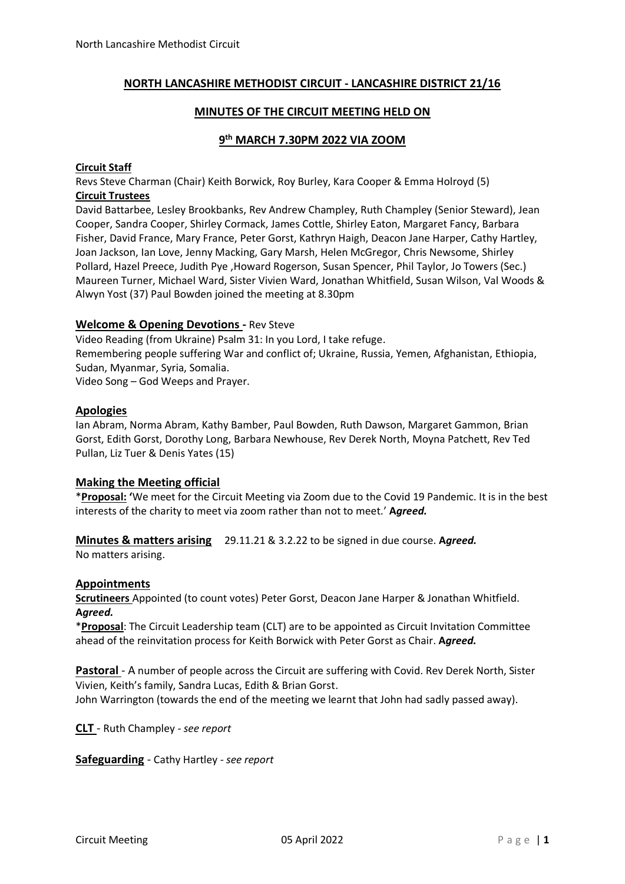# NORTH LANCASHIRE METHODIST CIRCUIT - LANCASHIRE DISTRICT 21/16

## MINUTES OF THE CIRCUIT MEETING HELD ON

## 9th MARCH 7.30PM 2022 VIA ZOOM

**Circuit Staff**

Revs Steve Charman (Chair) Keith Borwick, Roy Burley, Kara Cooper & Emma Holroyd (5)

**Circuit Trustees**

David Battarbee, Lesley Brookbanks, Rev Andrew Champley, Ruth Champley (Senior Steward), Jean Cooper, Sandra Cooper, Shirley Cormack, James Cottle, Shirley Eaton, Margaret Fancy, Barbara Fisher, David France, Mary France, Peter Gorst, Kathryn Haigh, Deacon Jane Harper, Cathy Hartley, Joan Jackson, Ian Love, Jenny Macking, Gary Marsh, Helen McGregor, Chris Newsome, Shirley Pollard, Hazel Preece, Judith Pye ,Howard Rogerson, Susan Spencer, Phil Taylor, Jo Towers (Sec.) Maureen Turner, Michael Ward, Sister Vivien Ward, Jonathan Whitfield, Susan Wilson, Val Woods & Alwyn Yost (37) Paul Bowden joined the meeting at 8.30pm

### Welcome & Opening Devotions - Rev Steve

Video Reading (from Ukraine) Psalm 31: In you Lord, I take refuge.

Remembering people suffering War and conflict of; Ukraine, Russia, Yemen, Afghanistan, Ethiopia, Sudan, Myanmar, Syria, Somalia.

Video Song – God Weeps and Prayer.

### Apologies

Ian Abram, Norma Abram, Kathy Bamber, Paul Bowden, Ruth Dawson, Margaret Gammon, Brian Gorst, Edith Gorst, Dorothy Long, Barbara Newhouse, Rev Derek North, Moyna Patchett, Rev Ted Pullan, Liz Tuer & Denis Yates (15)

### Making the Meeting official

***Proposal:** 'We meet for the Circuit Meeting via Zoom due to the Covid 19 Pandemic. It is in the best interests of the charity to meet via zoom rather than not to meet.' ***Agreed.***

**Minutes & matters arising** 29.11.21 & 3.2.22 to be signed in due course. ***Agreed.***

No matters arising.

### Appointments

**Scrutineers** Appointed (to count votes) Peter Gorst, Deacon Jane Harper & Jonathan Whitfield. ***Agreed.***

***Proposal**: The Circuit Leadership team (CLT) are to be appointed as Circuit Invitation Committee ahead of the reinvitation process for Keith Borwick with Peter Gorst as Chair. ***Agreed.***

**Pastoral** - A number of people across the Circuit are suffering with Covid. Rev Derek North, Sister Vivien, Keith's family, Sandra Lucas, Edith & Brian Gorst.

John Warrington (towards the end of the meeting we learnt that John had sadly passed away).

**CLT** - Ruth Champley - *see report*

**Safeguarding** - Cathy Hartley - *see report*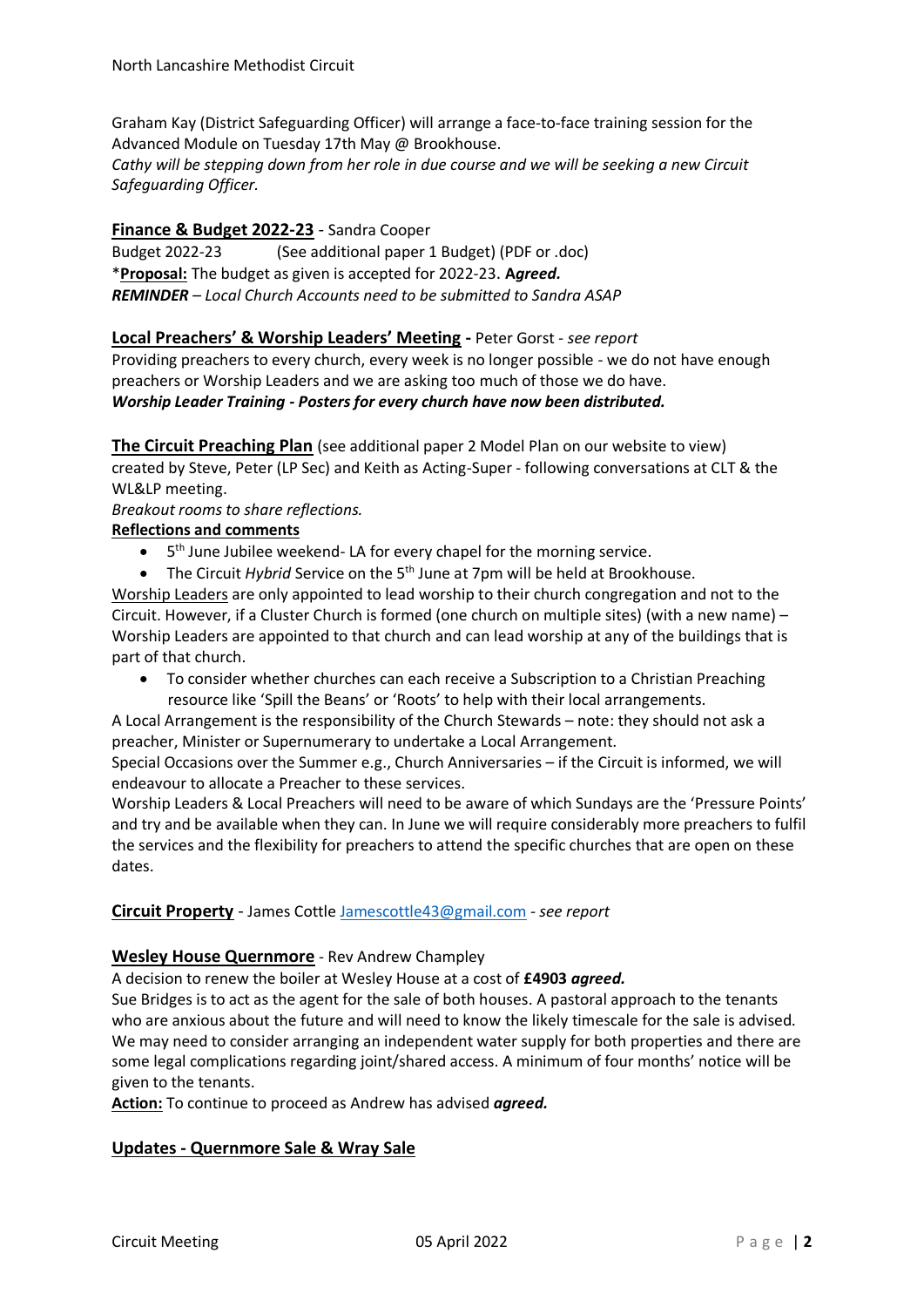Graham Kay (District Safeguarding Officer) will arrange a face-to-face training session for the Advanced Module on Tuesday 17th May @ Brookhouse.
*Cathy will be stepping down from her role in due course and we will be seeking a new Circuit Safeguarding Officer.*

**<u>Finance & Budget 2022-23</u>** - Sandra Cooper
Budget 2022-23 (See additional paper 1 Budget) (PDF or .doc)
*__<u>Proposal:</u>__ The budget as given is accepted for 2022-23. ***Agreed.***
***REMINDER*** *– Local Church Accounts need to be submitted to Sandra ASAP*

**<u>Local Preachers' & Worship Leaders' Meeting</u> -** Peter Gorst - *see report*
Providing preachers to every church, every week is no longer possible - we do not have enough preachers or Worship Leaders and we are asking too much of those we do have.
***Worship Leader Training - Posters for every church have now been distributed.***

**<u>The Circuit Preaching Plan</u>** (see additional paper 2 Model Plan on our website to view) created by Steve, Peter (LP Sec) and Keith as Acting-Super - following conversations at CLT & the WL&LP meeting.
*Breakout rooms to share reflections.*
**<u>Reflections and comments</u>**

- 5th June Jubilee weekend- LA for every chapel for the morning service.
- The Circuit *Hybrid* Service on the 5th June at 7pm will be held at Brookhouse.

<u>Worship Leaders</u> are only appointed to lead worship to their church congregation and not to the Circuit. However, if a Cluster Church is formed (one church on multiple sites) (with a new name) – Worship Leaders are appointed to that church and can lead worship at any of the buildings that is part of that church.

- To consider whether churches can each receive a Subscription to a Christian Preaching resource like 'Spill the Beans' or 'Roots' to help with their local arrangements.

A Local Arrangement is the responsibility of the Church Stewards – note: they should not ask a preacher, Minister or Supernumerary to undertake a Local Arrangement.
Special Occasions over the Summer e.g., Church Anniversaries – if the Circuit is informed, we will endeavour to allocate a Preacher to these services.
Worship Leaders & Local Preachers will need to be aware of which Sundays are the 'Pressure Points' and try and be available when they can. In June we will require considerably more preachers to fulfil the services and the flexibility for preachers to attend the specific churches that are open on these dates.

**<u>Circuit Property</u>** - James Cottle Jamescottle43@gmail.com - *see report*

**<u>Wesley House Quernmore</u>** - Rev Andrew Champley
A decision to renew the boiler at Wesley House at a cost of **£4903** ***agreed.***
Sue Bridges is to act as the agent for the sale of both houses. A pastoral approach to the tenants who are anxious about the future and will need to know the likely timescale for the sale is advised. We may need to consider arranging an independent water supply for both properties and there are some legal complications regarding joint/shared access. A minimum of four months' notice will be given to the tenants.
**<u>Action:</u>** To continue to proceed as Andrew has advised ***agreed.***

**<u>Updates - Quernmore Sale & Wray Sale</u>**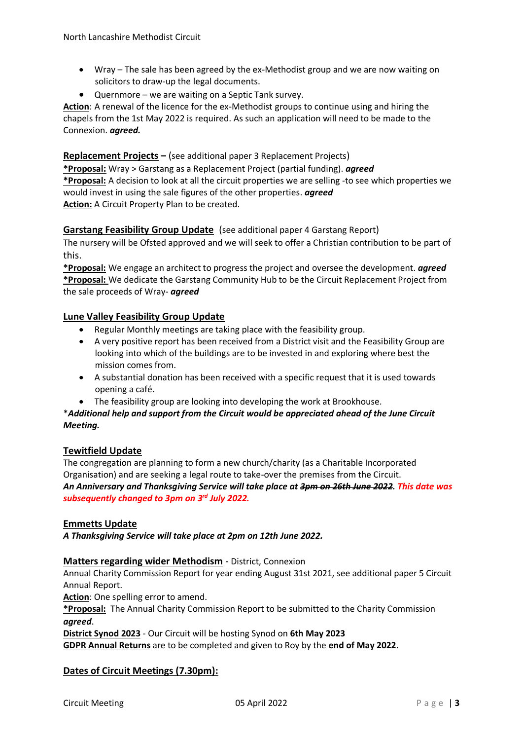- Wray – The sale has been agreed by the ex-Methodist group and we are now waiting on solicitors to draw-up the legal documents.
- Quernmore – we are waiting on a Septic Tank survey.

**Action**: A renewal of the licence for the ex-Methodist groups to continue using and hiring the chapels from the 1st May 2022 is required. As such an application will need to be made to the Connexion. ***agreed.***

**Replacement Projects –** (see additional paper 3 Replacement Projects)

***Proposal:** Wray > Garstang as a Replacement Project (partial funding). ***agreed***

***Proposal:** A decision to look at all the circuit properties we are selling -to see which properties we would invest in using the sale figures of the other properties. ***agreed***

**Action:** A Circuit Property Plan to be created.

**Garstang Feasibility Group Update** (see additional paper 4 Garstang Report)

The nursery will be Ofsted approved and we will seek to offer a Christian contribution to be part of this.

***Proposal:** We engage an architect to progress the project and oversee the development. ***agreed***

***Proposal:** We dedicate the Garstang Community Hub to be the Circuit Replacement Project from the sale proceeds of Wray- ***agreed***

**Lune Valley Feasibility Group Update**

- Regular Monthly meetings are taking place with the feasibility group.
- A very positive report has been received from a District visit and the Feasibility Group are looking into which of the buildings are to be invested in and exploring where best the mission comes from.
- A substantial donation has been received with a specific request that it is used towards opening a café.
- The feasibility group are looking into developing the work at Brookhouse.

****Additional help and support from the Circuit would be appreciated ahead of the June Circuit Meeting.***

**Tewitfield Update**

The congregation are planning to form a new church/charity (as a Charitable Incorporated Organisation) and are seeking a legal route to take-over the premises from the Circuit.

***An Anniversary and Thanksgiving Service will take place at ~~3pm on 26th June 2022~~. This date was subsequently changed to 3pm on 3rd July 2022.***

**Emmetts Update**

***A Thanksgiving Service will take place at 2pm on 12th June 2022.***

**Matters regarding wider Methodism** - District, Connexion

Annual Charity Commission Report for year ending August 31st 2021, see additional paper 5 Circuit Annual Report.

**Action**: One spelling error to amend.

***Proposal:** The Annual Charity Commission Report to be submitted to the Charity Commission ***agreed***.

**District Synod 2023** - Our Circuit will be hosting Synod on **6th May 2023**

**GDPR Annual Returns** are to be completed and given to Roy by the **end of May 2022**.

**Dates of Circuit Meetings (7.30pm):**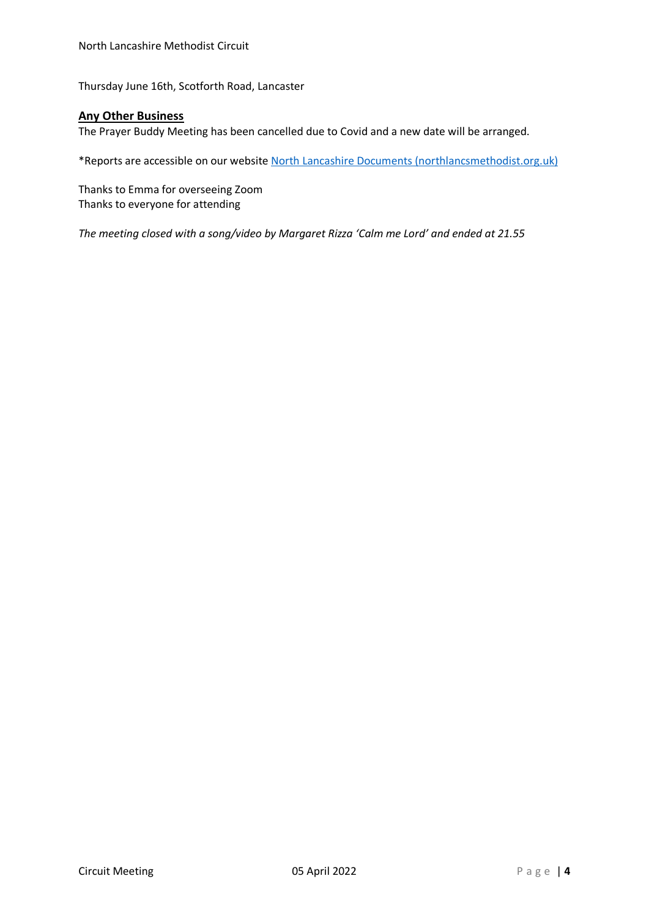Thursday June 16th, Scotforth Road, Lancaster

**Any Other Business**

The Prayer Buddy Meeting has been cancelled due to Covid and a new date will be arranged.

*Reports are accessible on our website North Lancashire Documents (northlancsmethodist.org.uk)

Thanks to Emma for overseeing Zoom
Thanks to everyone for attending

*The meeting closed with a song/video by Margaret Rizza 'Calm me Lord' and ended at 21.55*